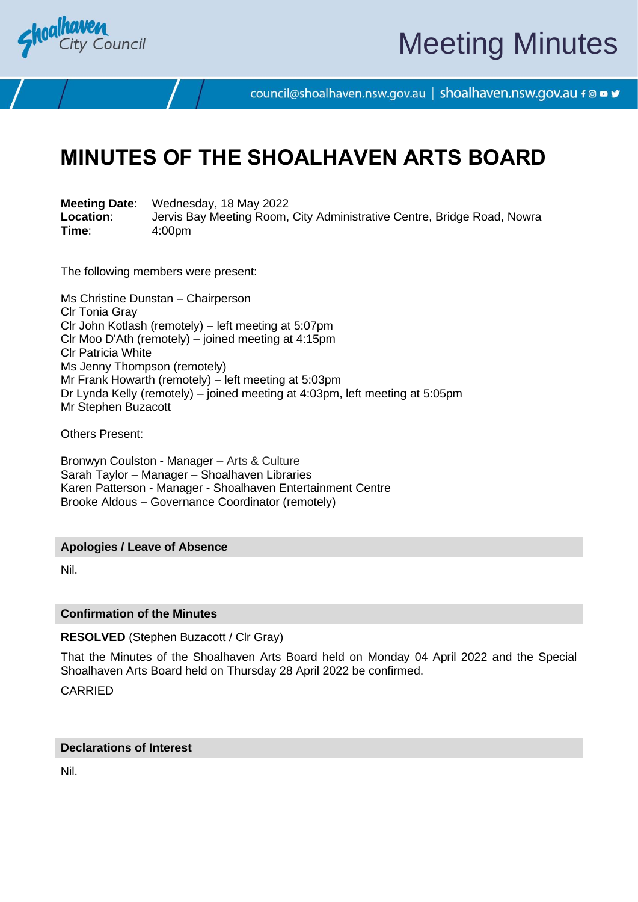# MINUTES OF THE SHOALHAVEN ARTS BOARD

**Meeting Date**: Wednesday, 18 May 2022
**Location**: Jervis Bay Meeting Room, City Administrative Centre, Bridge Road, Nowra
**Time**: 4:00pm

The following members were present:

Ms Christine Dunstan – Chairperson
Clr Tonia Gray
Clr John Kotlash (remotely) – left meeting at 5:07pm
Clr Moo D'Ath (remotely) – joined meeting at 4:15pm
Clr Patricia White
Ms Jenny Thompson (remotely)
Mr Frank Howarth (remotely) – left meeting at 5:03pm
Dr Lynda Kelly (remotely) – joined meeting at 4:03pm, left meeting at 5:05pm
Mr Stephen Buzacott

Others Present:

Bronwyn Coulston - Manager – Arts & Culture
Sarah Taylor – Manager – Shoalhaven Libraries
Karen Patterson - Manager - Shoalhaven Entertainment Centre
Brooke Aldous – Governance Coordinator (remotely)

## Apologies / Leave of Absence

Nil.

## Confirmation of the Minutes

**RESOLVED** (Stephen Buzacott / Clr Gray)

That the Minutes of the Shoalhaven Arts Board held on Monday 04 April 2022 and the Special Shoalhaven Arts Board held on Thursday 28 April 2022 be confirmed.

CARRIED

## Declarations of Interest

Nil.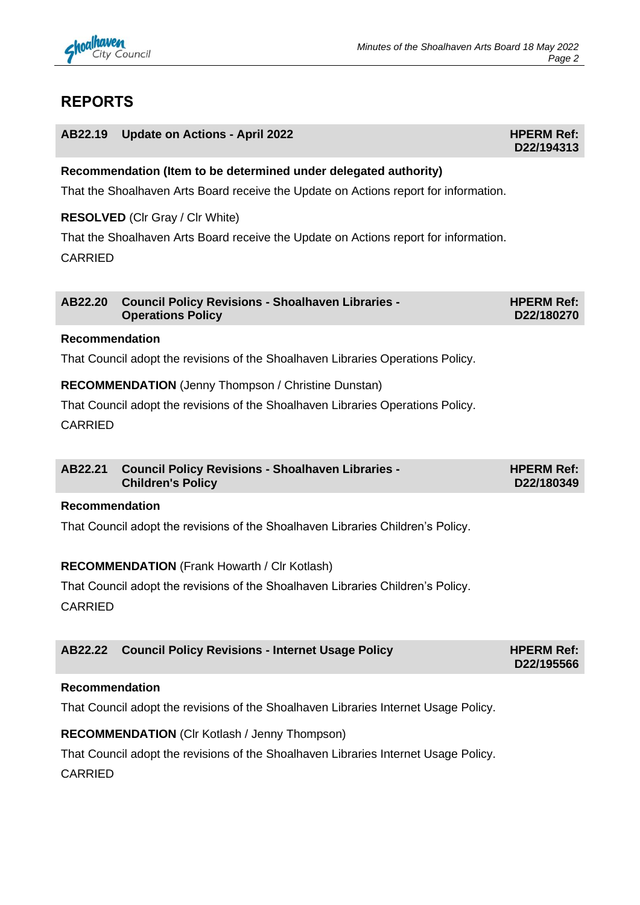## REPORTS

### AB22.19 Update on Actions - April 2022

**HPERM Ref: D22/194313**

**Recommendation (Item to be determined under delegated authority)**

That the Shoalhaven Arts Board receive the Update on Actions report for information.

**RESOLVED** (Clr Gray / Clr White)

That the Shoalhaven Arts Board receive the Update on Actions report for information.

CARRIED

### AB22.20 Council Policy Revisions - Shoalhaven Libraries - Operations Policy

**HPERM Ref: D22/180270**

**Recommendation**

That Council adopt the revisions of the Shoalhaven Libraries Operations Policy.

**RECOMMENDATION** (Jenny Thompson / Christine Dunstan)

That Council adopt the revisions of the Shoalhaven Libraries Operations Policy.

CARRIED

### AB22.21 Council Policy Revisions - Shoalhaven Libraries - Children's Policy

**HPERM Ref: D22/180349**

**Recommendation**

That Council adopt the revisions of the Shoalhaven Libraries Children's Policy.

**RECOMMENDATION** (Frank Howarth / Clr Kotlash)

That Council adopt the revisions of the Shoalhaven Libraries Children's Policy.

CARRIED

### AB22.22 Council Policy Revisions - Internet Usage Policy

**HPERM Ref: D22/195566**

**Recommendation**

That Council adopt the revisions of the Shoalhaven Libraries Internet Usage Policy.

**RECOMMENDATION** (Clr Kotlash / Jenny Thompson)

That Council adopt the revisions of the Shoalhaven Libraries Internet Usage Policy.

CARRIED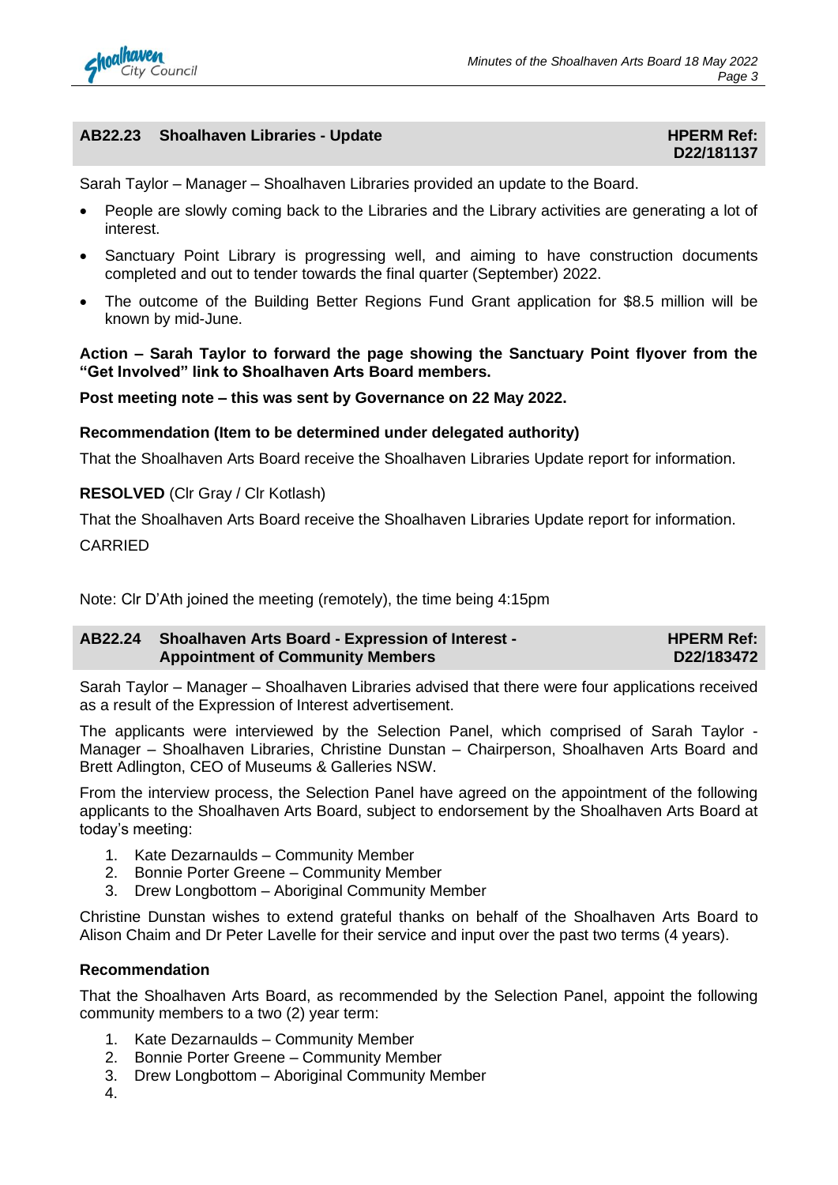## AB22.23 Shoalhaven Libraries - Update

**HPERM Ref: D22/181137**

Sarah Taylor – Manager – Shoalhaven Libraries provided an update to the Board.

- People are slowly coming back to the Libraries and the Library activities are generating a lot of interest.
- Sanctuary Point Library is progressing well, and aiming to have construction documents completed and out to tender towards the final quarter (September) 2022.
- The outcome of the Building Better Regions Fund Grant application for $8.5 million will be known by mid-June.

**Action – Sarah Taylor to forward the page showing the Sanctuary Point flyover from the "Get Involved" link to Shoalhaven Arts Board members.**

**Post meeting note – this was sent by Governance on 22 May 2022.**

**Recommendation (Item to be determined under delegated authority)**

That the Shoalhaven Arts Board receive the Shoalhaven Libraries Update report for information.

**RESOLVED** (Clr Gray / Clr Kotlash)

That the Shoalhaven Arts Board receive the Shoalhaven Libraries Update report for information.

CARRIED

Note: Clr D'Ath joined the meeting (remotely), the time being 4:15pm

## AB22.24 Shoalhaven Arts Board - Expression of Interest - Appointment of Community Members

**HPERM Ref: D22/183472**

Sarah Taylor – Manager – Shoalhaven Libraries advised that there were four applications received as a result of the Expression of Interest advertisement.

The applicants were interviewed by the Selection Panel, which comprised of Sarah Taylor - Manager – Shoalhaven Libraries, Christine Dunstan – Chairperson, Shoalhaven Arts Board and Brett Adlington, CEO of Museums & Galleries NSW.

From the interview process, the Selection Panel have agreed on the appointment of the following applicants to the Shoalhaven Arts Board, subject to endorsement by the Shoalhaven Arts Board at today's meeting:

1. Kate Dezarnaulds – Community Member
2. Bonnie Porter Greene – Community Member
3. Drew Longbottom – Aboriginal Community Member

Christine Dunstan wishes to extend grateful thanks on behalf of the Shoalhaven Arts Board to Alison Chaim and Dr Peter Lavelle for their service and input over the past two terms (4 years).

**Recommendation**

That the Shoalhaven Arts Board, as recommended by the Selection Panel, appoint the following community members to a two (2) year term:

1. Kate Dezarnaulds – Community Member
2. Bonnie Porter Greene – Community Member
3. Drew Longbottom – Aboriginal Community Member
4.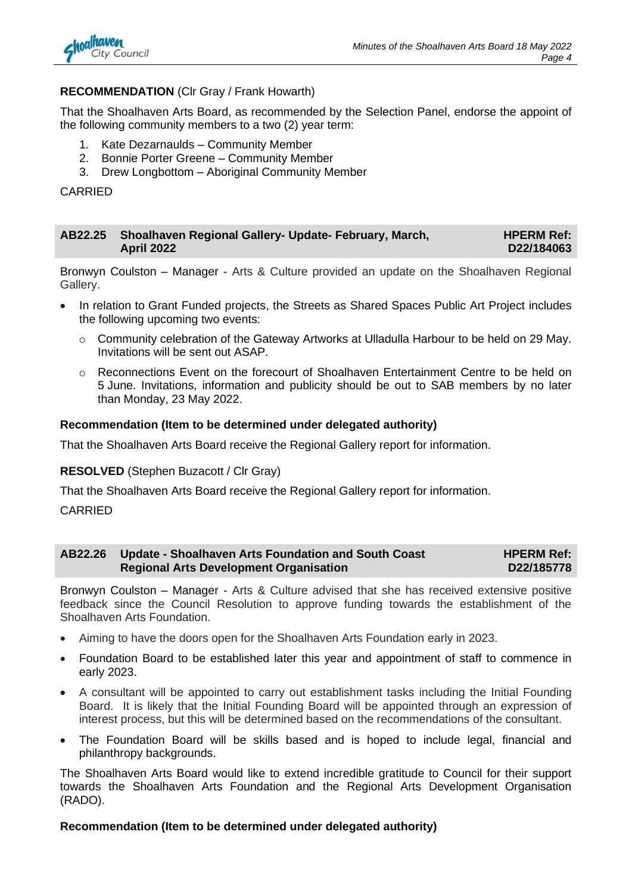**RECOMMENDATION** (Clr Gray / Frank Howarth)

That the Shoalhaven Arts Board, as recommended by the Selection Panel, endorse the appoint of the following community members to a two (2) year term:

1. Kate Dezarnaulds – Community Member
2. Bonnie Porter Greene – Community Member
3. Drew Longbottom – Aboriginal Community Member

CARRIED

## AB22.25 Shoalhaven Regional Gallery- Update- February, March, April 2022 — HPERM Ref: D22/184063

Bronwyn Coulston – Manager - Arts & Culture provided an update on the Shoalhaven Regional Gallery.

- In relation to Grant Funded projects, the Streets as Shared Spaces Public Art Project includes the following upcoming two events:
  - Community celebration of the Gateway Artworks at Ulladulla Harbour to be held on 29 May. Invitations will be sent out ASAP.
  - Reconnections Event on the forecourt of Shoalhaven Entertainment Centre to be held on 5 June. Invitations, information and publicity should be out to SAB members by no later than Monday, 23 May 2022.

**Recommendation (Item to be determined under delegated authority)**

That the Shoalhaven Arts Board receive the Regional Gallery report for information.

**RESOLVED** (Stephen Buzacott / Clr Gray)

That the Shoalhaven Arts Board receive the Regional Gallery report for information.

CARRIED

## AB22.26 Update - Shoalhaven Arts Foundation and South Coast Regional Arts Development Organisation — HPERM Ref: D22/185778

Bronwyn Coulston – Manager - Arts & Culture advised that she has received extensive positive feedback since the Council Resolution to approve funding towards the establishment of the Shoalhaven Arts Foundation.

- Aiming to have the doors open for the Shoalhaven Arts Foundation early in 2023.
- Foundation Board to be established later this year and appointment of staff to commence in early 2023.
- A consultant will be appointed to carry out establishment tasks including the Initial Founding Board. It is likely that the Initial Founding Board will be appointed through an expression of interest process, but this will be determined based on the recommendations of the consultant.
- The Foundation Board will be skills based and is hoped to include legal, financial and philanthropy backgrounds.

The Shoalhaven Arts Board would like to extend incredible gratitude to Council for their support towards the Shoalhaven Arts Foundation and the Regional Arts Development Organisation (RADO).

**Recommendation (Item to be determined under delegated authority)**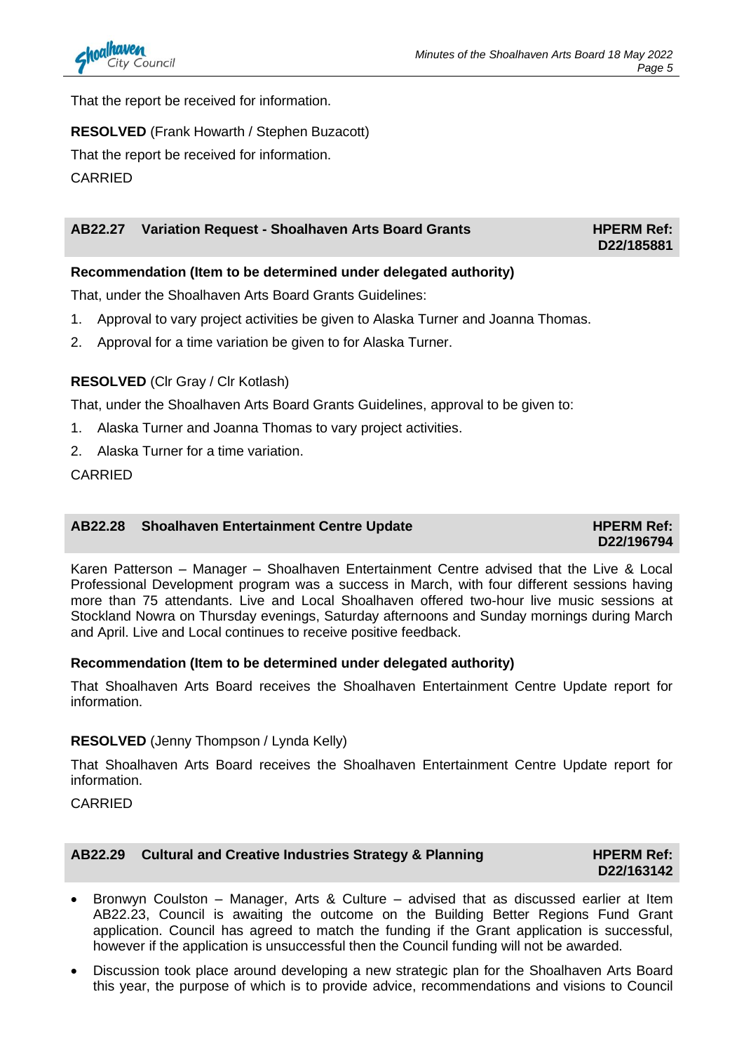That the report be received for information.

**RESOLVED** (Frank Howarth / Stephen Buzacott)

That the report be received for information.

CARRIED

## AB22.27 Variation Request - Shoalhaven Arts Board Grants — HPERM Ref: D22/185881

**Recommendation (Item to be determined under delegated authority)**

That, under the Shoalhaven Arts Board Grants Guidelines:

1. Approval to vary project activities be given to Alaska Turner and Joanna Thomas.
2. Approval for a time variation be given to for Alaska Turner.

**RESOLVED** (Clr Gray / Clr Kotlash)

That, under the Shoalhaven Arts Board Grants Guidelines, approval to be given to:

1. Alaska Turner and Joanna Thomas to vary project activities.
2. Alaska Turner for a time variation.

CARRIED

## AB22.28 Shoalhaven Entertainment Centre Update — HPERM Ref: D22/196794

Karen Patterson – Manager – Shoalhaven Entertainment Centre advised that the Live & Local Professional Development program was a success in March, with four different sessions having more than 75 attendants. Live and Local Shoalhaven offered two-hour live music sessions at Stockland Nowra on Thursday evenings, Saturday afternoons and Sunday mornings during March and April. Live and Local continues to receive positive feedback.

**Recommendation (Item to be determined under delegated authority)**

That Shoalhaven Arts Board receives the Shoalhaven Entertainment Centre Update report for information.

**RESOLVED** (Jenny Thompson / Lynda Kelly)

That Shoalhaven Arts Board receives the Shoalhaven Entertainment Centre Update report for information.

CARRIED

## AB22.29 Cultural and Creative Industries Strategy & Planning — HPERM Ref: D22/163142

- Bronwyn Coulston – Manager, Arts & Culture – advised that as discussed earlier at Item AB22.23, Council is awaiting the outcome on the Building Better Regions Fund Grant application. Council has agreed to match the funding if the Grant application is successful, however if the application is unsuccessful then the Council funding will not be awarded.
- Discussion took place around developing a new strategic plan for the Shoalhaven Arts Board this year, the purpose of which is to provide advice, recommendations and visions to Council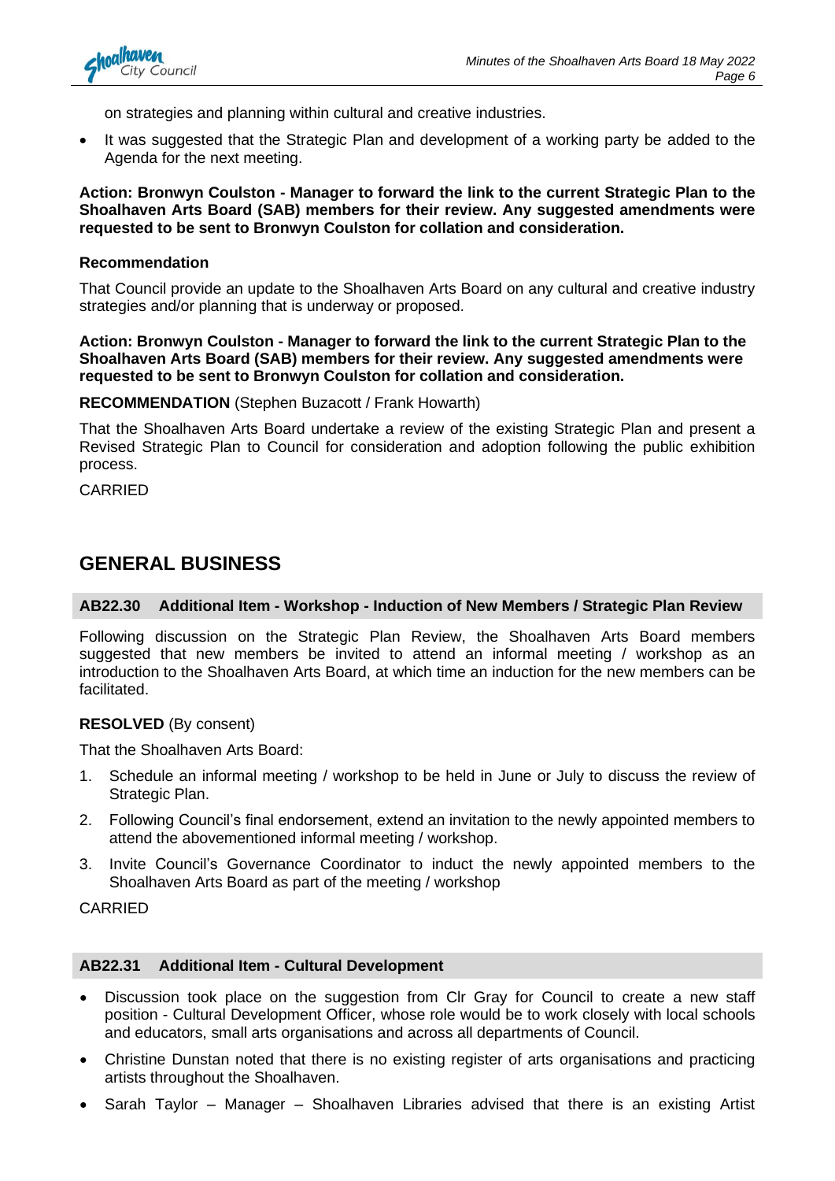on strategies and planning within cultural and creative industries.

- It was suggested that the Strategic Plan and development of a working party be added to the Agenda for the next meeting.

**Action: Bronwyn Coulston - Manager to forward the link to the current Strategic Plan to the Shoalhaven Arts Board (SAB) members for their review. Any suggested amendments were requested to be sent to Bronwyn Coulston for collation and consideration.**

**Recommendation**

That Council provide an update to the Shoalhaven Arts Board on any cultural and creative industry strategies and/or planning that is underway or proposed.

**Action: Bronwyn Coulston - Manager to forward the link to the current Strategic Plan to the Shoalhaven Arts Board (SAB) members for their review. Any suggested amendments were requested to be sent to Bronwyn Coulston for collation and consideration.**

**RECOMMENDATION** (Stephen Buzacott / Frank Howarth)

That the Shoalhaven Arts Board undertake a review of the existing Strategic Plan and present a Revised Strategic Plan to Council for consideration and adoption following the public exhibition process.

CARRIED

## GENERAL BUSINESS

### AB22.30 Additional Item - Workshop - Induction of New Members / Strategic Plan Review

Following discussion on the Strategic Plan Review, the Shoalhaven Arts Board members suggested that new members be invited to attend an informal meeting / workshop as an introduction to the Shoalhaven Arts Board, at which time an induction for the new members can be facilitated.

**RESOLVED** (By consent)

That the Shoalhaven Arts Board:

1. Schedule an informal meeting / workshop to be held in June or July to discuss the review of Strategic Plan.
2. Following Council's final endorsement, extend an invitation to the newly appointed members to attend the abovementioned informal meeting / workshop.
3. Invite Council's Governance Coordinator to induct the newly appointed members to the Shoalhaven Arts Board as part of the meeting / workshop

CARRIED

### AB22.31 Additional Item - Cultural Development

- Discussion took place on the suggestion from Clr Gray for Council to create a new staff position - Cultural Development Officer, whose role would be to work closely with local schools and educators, small arts organisations and across all departments of Council.
- Christine Dunstan noted that there is no existing register of arts organisations and practicing artists throughout the Shoalhaven.
- Sarah Taylor – Manager – Shoalhaven Libraries advised that there is an existing Artist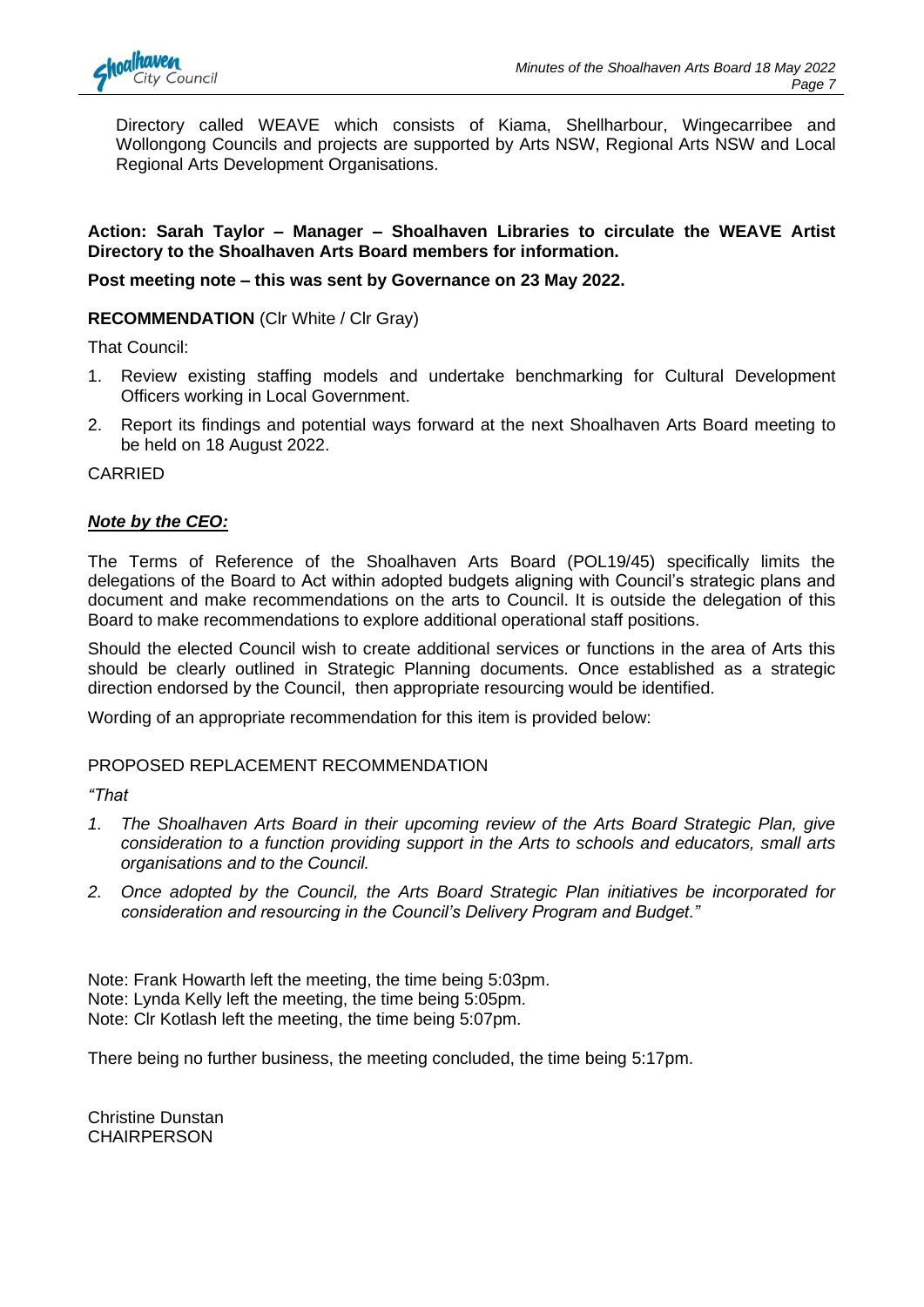Directory called WEAVE which consists of Kiama, Shellharbour, Wingecarribee and Wollongong Councils and projects are supported by Arts NSW, Regional Arts NSW and Local Regional Arts Development Organisations.

**Action: Sarah Taylor – Manager – Shoalhaven Libraries to circulate the WEAVE Artist Directory to the Shoalhaven Arts Board members for information.**

**Post meeting note – this was sent by Governance on 23 May 2022.**

**RECOMMENDATION** (Clr White / Clr Gray)

That Council:

1. Review existing staffing models and undertake benchmarking for Cultural Development Officers working in Local Government.
2. Report its findings and potential ways forward at the next Shoalhaven Arts Board meeting to be held on 18 August 2022.

CARRIED

***Note by the CEO:***

The Terms of Reference of the Shoalhaven Arts Board (POL19/45) specifically limits the delegations of the Board to Act within adopted budgets aligning with Council's strategic plans and document and make recommendations on the arts to Council. It is outside the delegation of this Board to make recommendations to explore additional operational staff positions.

Should the elected Council wish to create additional services or functions in the area of Arts this should be clearly outlined in Strategic Planning documents. Once established as a strategic direction endorsed by the Council, then appropriate resourcing would be identified.

Wording of an appropriate recommendation for this item is provided below:

PROPOSED REPLACEMENT RECOMMENDATION

*"That*

1. *The Shoalhaven Arts Board in their upcoming review of the Arts Board Strategic Plan, give consideration to a function providing support in the Arts to schools and educators, small arts organisations and to the Council.*
2. *Once adopted by the Council, the Arts Board Strategic Plan initiatives be incorporated for consideration and resourcing in the Council's Delivery Program and Budget."*

Note: Frank Howarth left the meeting, the time being 5:03pm.
Note: Lynda Kelly left the meeting, the time being 5:05pm.
Note: Clr Kotlash left the meeting, the time being 5:07pm.

There being no further business, the meeting concluded, the time being 5:17pm.

Christine Dunstan
CHAIRPERSON